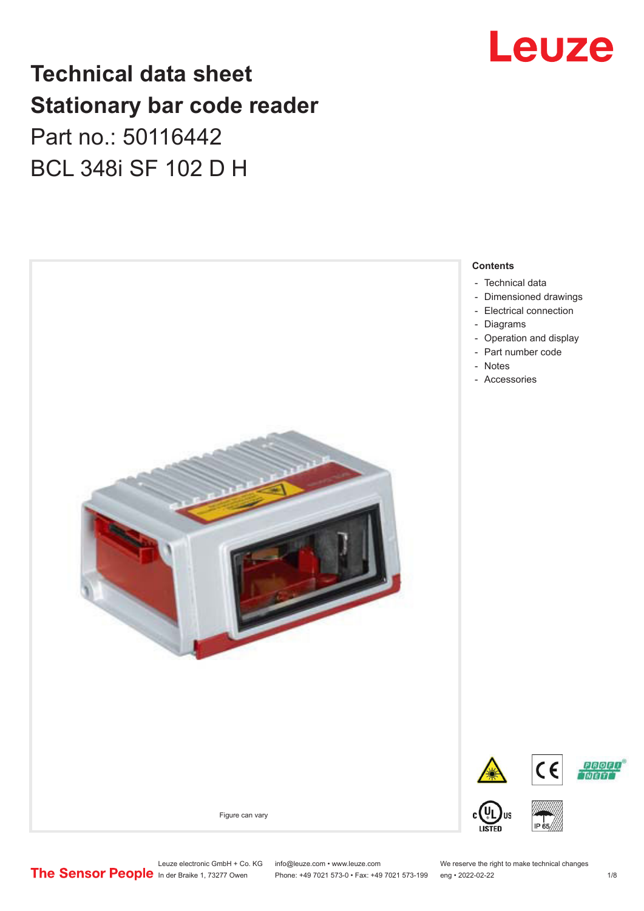# Technical data sheet
# Stationary bar code reader

Part no.: 50116442

BCL 348i SF 102 D H

Figure can vary

**Contents**

- Technical data
- Dimensioned drawings
- Electrical connection
- Diagrams
- Operation and display
- Part number code
- Notes
- Accessories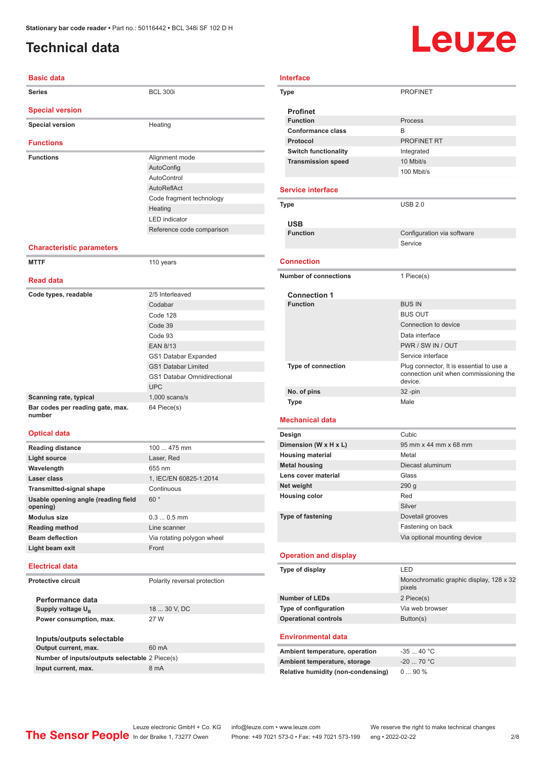Stationary bar code reader • Part no.: 50116442 • BCL 348i SF 102 D H

# Technical data

## Basic data

| | |
|---|---|
| Series | BCL 300i |

## Special version

| | |
|---|---|
| Special version | Heating |

## Functions

| | |
|---|---|
| Functions | Alignment mode |
| | AutoConfig |
| | AutoControl |
| | AutoReflAct |
| | Code fragment technology |
| | Heating |
| | LED indicator |
| | Reference code comparison |

## Characteristic parameters

| | |
|---|---|
| MTTF | 110 years |

## Read data

| | |
|---|---|
| Code types, readable | 2/5 Interleaved |
| | Codabar |
| | Code 128 |
| | Code 39 |
| | Code 93 |
| | EAN 8/13 |
| | GS1 Databar Expanded |
| | GS1 Databar Limited |
| | GS1 Databar Omnidirectional |
| | UPC |
| Scanning rate, typical | 1,000 scans/s |
| Bar codes per reading gate, max. number | 64 Piece(s) |

## Optical data

| | |
|---|---|
| Reading distance | 100 ... 475 mm |
| Light source | Laser, Red |
| Wavelength | 655 nm |
| Laser class | 1, IEC/EN 60825-1:2014 |
| Transmitted-signal shape | Continuous |
| Usable opening angle (reading field opening) | 60 ° |
| Modulus size | 0.3 ... 0.5 mm |
| Reading method | Line scanner |
| Beam deflection | Via rotating polygon wheel |
| Light beam exit | Front |

## Electrical data

| | |
|---|---|
| Protective circuit | Polarity reversal protection |

### Performance data

| | |
|---|---|
| Supply voltage $U_B$ | 18 ... 30 V, DC |
| Power consumption, max. | 27 W |

### Inputs/outputs selectable

| | |
|---|---|
| Output current, max. | 60 mA |
| Number of inputs/outputs selectable | 2 Piece(s) |
| Input current, max. | 8 mA |

## Interface

| | |
|---|---|
| Type | PROFINET |

### Profinet

| | |
|---|---|
| Function | Process |
| Conformance class | B |
| Protocol | PROFINET RT |
| Switch functionality | Integrated |
| Transmission speed | 10 Mbit/s |
| | 100 Mbit/s |

## Service interface

| | |
|---|---|
| Type | USB 2.0 |

### USB

| | |
|---|---|
| Function | Configuration via software |
| | Service |

## Connection

| | |
|---|---|
| Number of connections | 1 Piece(s) |

### Connection 1

| | |
|---|---|
| Function | BUS IN |
| | BUS OUT |
| | Connection to device |
| | Data interface |
| | PWR / SW IN / OUT |
| | Service interface |
| Type of connection | Plug connector, It is essential to use a connection unit when commissioning the device. |
| No. of pins | 32 -pin |
| Type | Male |

## Mechanical data

| | |
|---|---|
| Design | Cubic |
| Dimension (W x H x L) | 95 mm x 44 mm x 68 mm |
| Housing material | Metal |
| Metal housing | Diecast aluminum |
| Lens cover material | Glass |
| Net weight | 290 g |
| Housing color | Red |
| | Silver |
| Type of fastening | Dovetail grooves |
| | Fastening on back |
| | Via optional mounting device |

## Operation and display

| | |
|---|---|
| Type of display | LED |
| | Monochromatic graphic display, 128 x 32 pixels |
| Number of LEDs | 2 Piece(s) |
| Type of configuration | Via web browser |
| Operational controls | Button(s) |

## Environmental data

| | |
|---|---|
| Ambient temperature, operation | -35 ... 40 °C |
| Ambient temperature, storage | -20 ... 70 °C |
| Relative humidity (non-condensing) | 0 ... 90 % |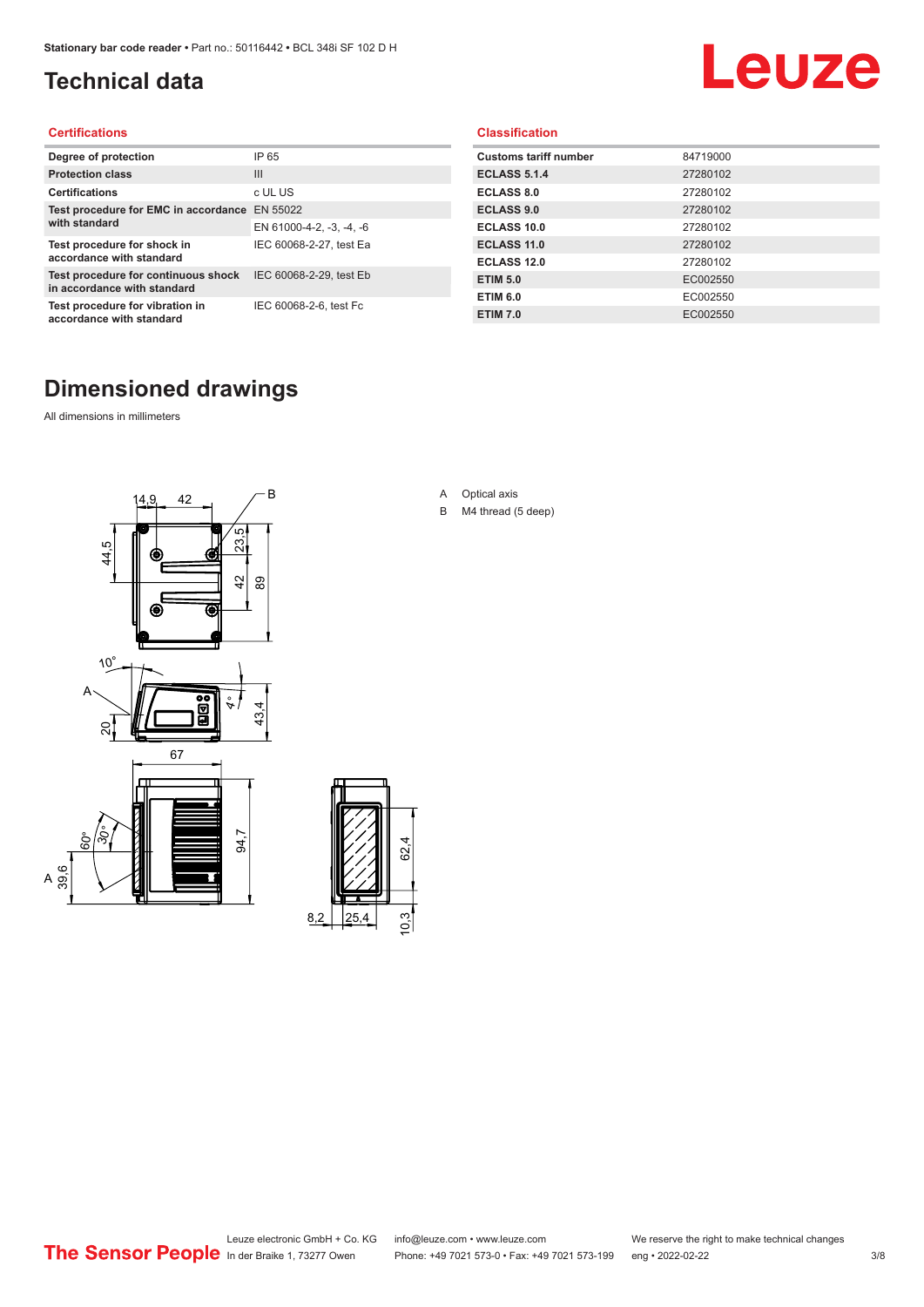# Technical data

## Certifications

| | |
|---|---|
| Degree of protection | IP 65 |
| Protection class | III |
| Certifications | c UL US |
| Test procedure for EMC in accordance with standard | EN 55022 |
| | EN 61000-4-2, -3, -4, -6 |
| Test procedure for shock in accordance with standard | IEC 60068-2-27, test Ea |
| Test procedure for continuous shock in accordance with standard | IEC 60068-2-29, test Eb |
| Test procedure for vibration in accordance with standard | IEC 60068-2-6, test Fc |

## Classification

| | |
|---|---|
| Customs tariff number | 84719000 |
| ECLASS 5.1.4 | 27280102 |
| ECLASS 8.0 | 27280102 |
| ECLASS 9.0 | 27280102 |
| ECLASS 10.0 | 27280102 |
| ECLASS 11.0 | 27280102 |
| ECLASS 12.0 | 27280102 |
| ETIM 5.0 | EC002550 |
| ETIM 6.0 | EC002550 |
| ETIM 7.0 | EC002550 |

# Dimensioned drawings

All dimensions in millimeters

A Optical axis

B M4 thread (5 deep)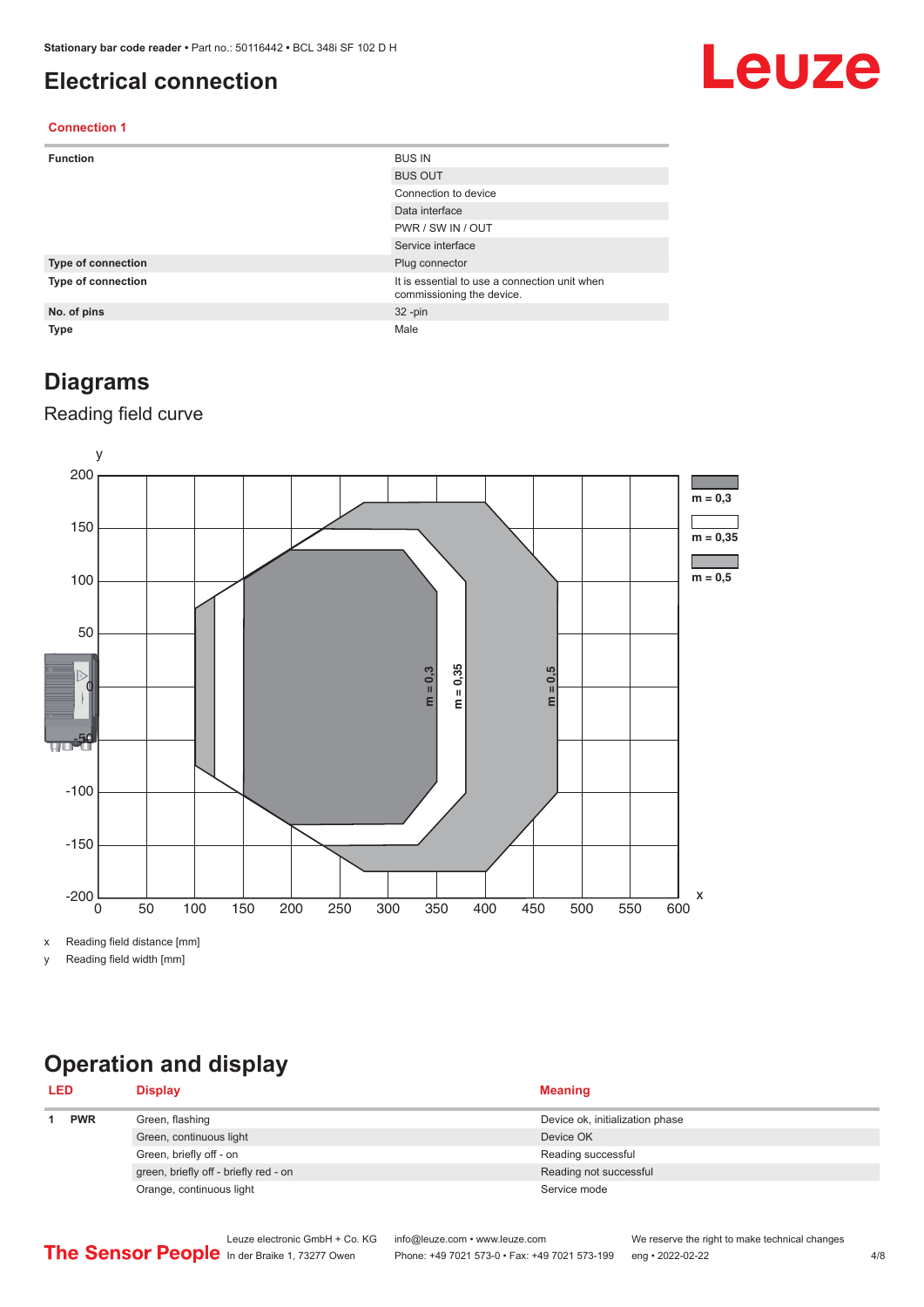# Electrical connection

### Connection 1

| | |
|---|---|
| **Function** | BUS IN |
| | BUS OUT |
| | Connection to device |
| | Data interface |
| | PWR / SW IN / OUT |
| | Service interface |
| **Type of connection** | Plug connector |
| **Type of connection** | It is essential to use a connection unit when commissioning the device. |
| **No. of pins** | 32 -pin |
| **Type** | Male |

# Diagrams

## Reading field curve

x Reading field distance [mm]

y Reading field width [mm]

# Operation and display

| LED | | Display | Meaning |
|---|---|---|---|
| 1 | **PWR** | Green, flashing | Device ok, initialization phase |
| | | Green, continuous light | Device OK |
| | | Green, briefly off - on | Reading successful |
| | | green, briefly off - briefly red - on | Reading not successful |
| | | Orange, continuous light | Service mode |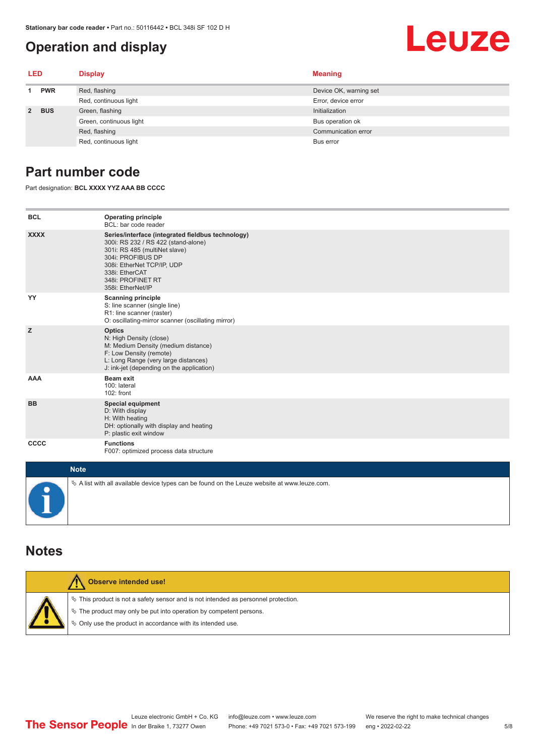## Operation and display

| LED | | Display | Meaning |
|---|---|---|---|
| 1 | PWR | Red, flashing | Device OK, warning set |
| | | Red, continuous light | Error, device error |
| 2 | BUS | Green, flashing | Initialization |
| | | Green, continuous light | Bus operation ok |
| | | Red, flashing | Communication error |
| | | Red, continuous light | Bus error |

## Part number code

Part designation: **BCL XXXX YYZ AAA BB CCCC**

| | |
|---|---|
| **BCL** | **Operating principle**<br>BCL: bar code reader |
| **XXXX** | **Series/interface (integrated fieldbus technology)**<br>300i: RS 232 / RS 422 (stand-alone)<br>301i: RS 485 (multiNet slave)<br>304i: PROFIBUS DP<br>308i: EtherNet TCP/IP, UDP<br>338i: EtherCAT<br>348i: PROFINET RT<br>358i: EtherNet/IP |
| **YY** | **Scanning principle**<br>S: line scanner (single line)<br>R1: line scanner (raster)<br>O: oscillating-mirror scanner (oscillating mirror) |
| **Z** | **Optics**<br>N: High Density (close)<br>M: Medium Density (medium distance)<br>F: Low Density (remote)<br>L: Long Range (very large distances)<br>J: ink-jet (depending on the application) |
| **AAA** | **Beam exit**<br>100: lateral<br>102: front |
| **BB** | **Special equipment**<br>D: With display<br>H: With heating<br>DH: optionally with display and heating<br>P: plastic exit window |
| **CCCC** | **Functions**<br>F007: optimized process data structure |

**Note**

- A list with all available device types can be found on the Leuze website at www.leuze.com.

## Notes

**Observe intended use!**

- This product is not a safety sensor and is not intended as personnel protection.
- The product may only be put into operation by competent persons.
- Only use the product in accordance with its intended use.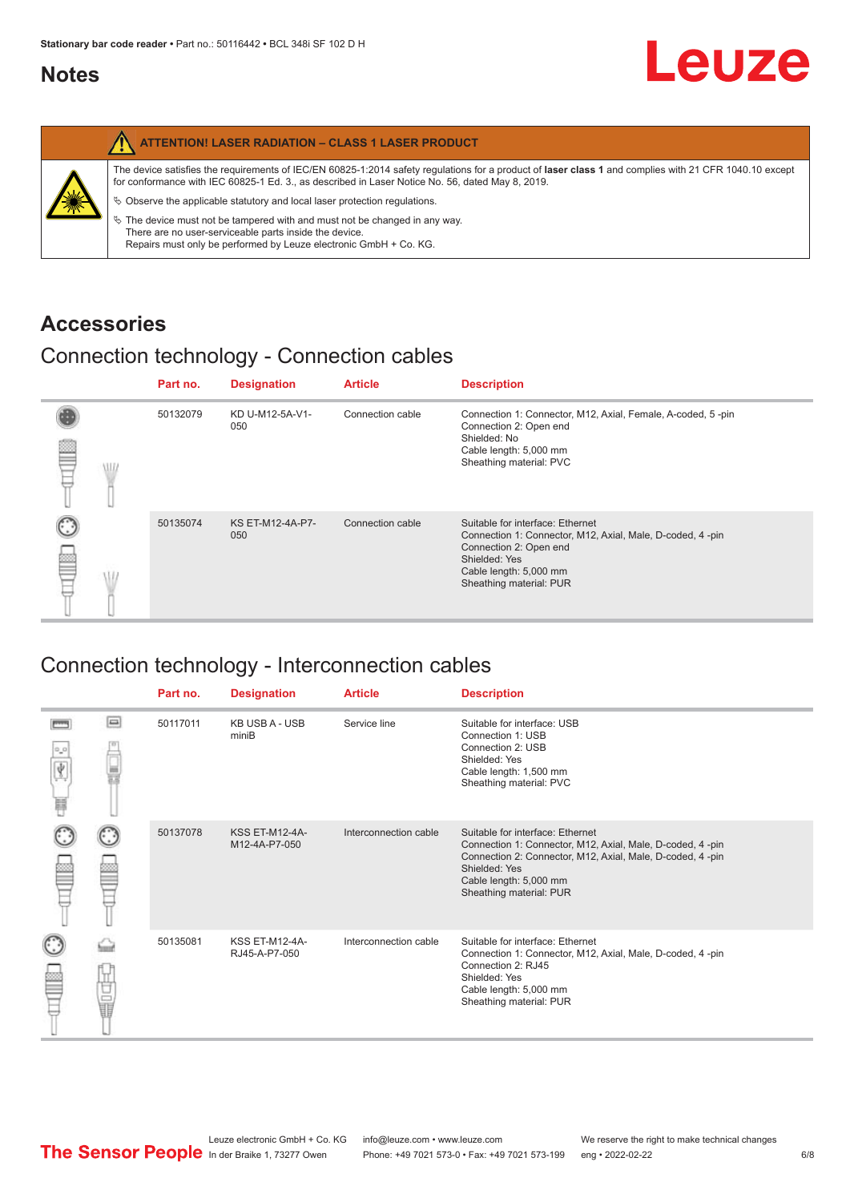## Notes

| ATTENTION! LASER RADIATION – CLASS 1 LASER PRODUCT |
|---|
| The device satisfies the requirements of IEC/EN 60825-1:2014 safety regulations for a product of **laser class 1** and complies with 21 CFR 1040.10 except for conformance with IEC 60825-1 Ed. 3., as described in Laser Notice No. 56, dated May 8, 2019.<br>↳ Observe the applicable statutory and local laser protection regulations.<br>↳ The device must not be tampered with and must not be changed in any way. There are no user-serviceable parts inside the device. Repairs must only be performed by Leuze electronic GmbH + Co. KG. |

# Accessories

## Connection technology - Connection cables

| Part no. | Designation | Article | Description |
|---|---|---|---|
| 50132079 | KD U-M12-5A-V1-050 | Connection cable | Connection 1: Connector, M12, Axial, Female, A-coded, 5 -pin<br>Connection 2: Open end<br>Shielded: No<br>Cable length: 5,000 mm<br>Sheathing material: PVC |
| 50135074 | KS ET-M12-4A-P7-050 | Connection cable | Suitable for interface: Ethernet<br>Connection 1: Connector, M12, Axial, Male, D-coded, 4 -pin<br>Connection 2: Open end<br>Shielded: Yes<br>Cable length: 5,000 mm<br>Sheathing material: PUR |

## Connection technology - Interconnection cables

| Part no. | Designation | Article | Description |
|---|---|---|---|
| 50117011 | KB USB A - USB miniB | Service line | Suitable for interface: USB<br>Connection 1: USB<br>Connection 2: USB<br>Shielded: Yes<br>Cable length: 1,500 mm<br>Sheathing material: PVC |
| 50137078 | KSS ET-M12-4A-M12-4A-P7-050 | Interconnection cable | Suitable for interface: Ethernet<br>Connection 1: Connector, M12, Axial, Male, D-coded, 4 -pin<br>Connection 2: Connector, M12, Axial, Male, D-coded, 4 -pin<br>Shielded: Yes<br>Cable length: 5,000 mm<br>Sheathing material: PUR |
| 50135081 | KSS ET-M12-4A-RJ45-A-P7-050 | Interconnection cable | Suitable for interface: Ethernet<br>Connection 1: Connector, M12, Axial, Male, D-coded, 4 -pin<br>Connection 2: RJ45<br>Shielded: Yes<br>Cable length: 5,000 mm<br>Sheathing material: PUR |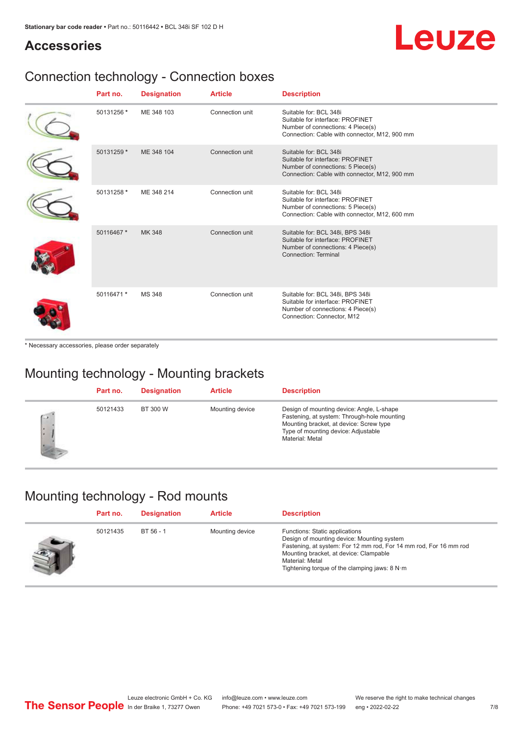## Accessories

### Connection technology - Connection boxes

| Part no. | Designation | Article | Description |
|---|---|---|---|
| 50131256 * | ME 348 103 | Connection unit | Suitable for: BCL 348i<br>Suitable for interface: PROFINET<br>Number of connections: 4 Piece(s)<br>Connection: Cable with connector, M12, 900 mm |
| 50131259 * | ME 348 104 | Connection unit | Suitable for: BCL 348i<br>Suitable for interface: PROFINET<br>Number of connections: 5 Piece(s)<br>Connection: Cable with connector, M12, 900 mm |
| 50131258 * | ME 348 214 | Connection unit | Suitable for: BCL 348i<br>Suitable for interface: PROFINET<br>Number of connections: 5 Piece(s)<br>Connection: Cable with connector, M12, 600 mm |
| 50116467 * | MK 348 | Connection unit | Suitable for: BCL 348i, BPS 348i<br>Suitable for interface: PROFINET<br>Number of connections: 4 Piece(s)<br>Connection: Terminal |
| 50116471 * | MS 348 | Connection unit | Suitable for: BCL 348i, BPS 348i<br>Suitable for interface: PROFINET<br>Number of connections: 4 Piece(s)<br>Connection: Connector, M12 |

* Necessary accessories, please order separately

### Mounting technology - Mounting brackets

| Part no. | Designation | Article | Description |
|---|---|---|---|
| 50121433 | BT 300 W | Mounting device | Design of mounting device: Angle, L-shape<br>Fastening, at system: Through-hole mounting<br>Mounting bracket, at device: Screw type<br>Type of mounting device: Adjustable<br>Material: Metal |

### Mounting technology - Rod mounts

| Part no. | Designation | Article | Description |
|---|---|---|---|
| 50121435 | BT 56 - 1 | Mounting device | Functions: Static applications<br>Design of mounting device: Mounting system<br>Fastening, at system: For 12 mm rod, For 14 mm rod, For 16 mm rod<br>Mounting bracket, at device: Clampable<br>Material: Metal<br>Tightening torque of the clamping jaws: 8 N·m |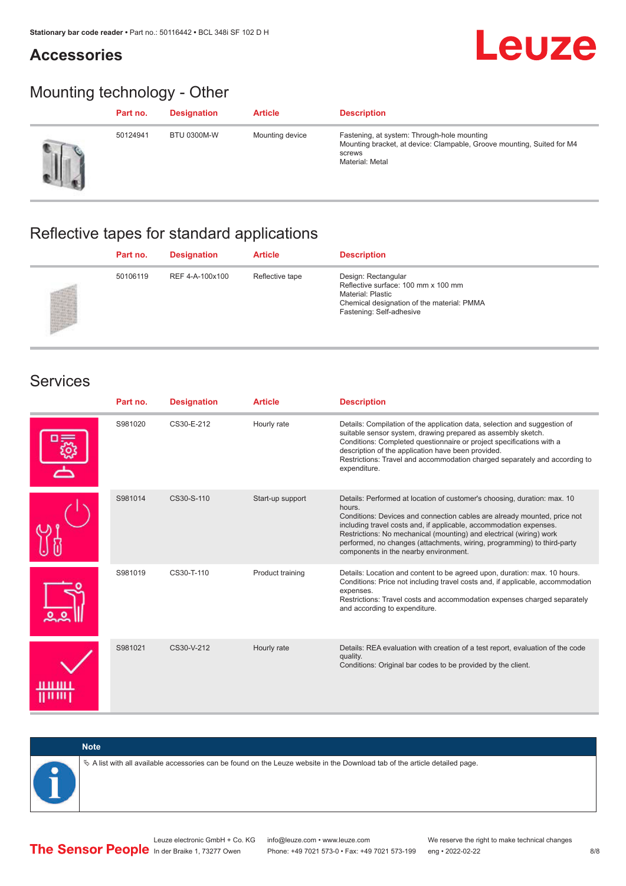## Accessories

### Mounting technology - Other

| | Part no. | Designation | Article | Description |
|---|---|---|---|---|
| | 50124941 | BTU 0300M-W | Mounting device | Fastening, at system: Through-hole mounting<br>Mounting bracket, at device: Clampable, Groove mounting, Suited for M4 screws<br>Material: Metal |

### Reflective tapes for standard applications

| | Part no. | Designation | Article | Description |
|---|---|---|---|---|
| | 50106119 | REF 4-A-100x100 | Reflective tape | Design: Rectangular<br>Reflective surface: 100 mm x 100 mm<br>Material: Plastic<br>Chemical designation of the material: PMMA<br>Fastening: Self-adhesive |

### Services

| | Part no. | Designation | Article | Description |
|---|---|---|---|---|
| | S981020 | CS30-E-212 | Hourly rate | Details: Compilation of the application data, selection and suggestion of suitable sensor system, drawing prepared as assembly sketch.<br>Conditions: Completed questionnaire or project specifications with a description of the application have been provided.<br>Restrictions: Travel and accommodation charged separately and according to expenditure. |
| | S981014 | CS30-S-110 | Start-up support | Details: Performed at location of customer's choosing, duration: max. 10 hours.<br>Conditions: Devices and connection cables are already mounted, price not including travel costs and, if applicable, accommodation expenses.<br>Restrictions: No mechanical (mounting) and electrical (wiring) work performed, no changes (attachments, wiring, programming) to third-party components in the nearby environment. |
| | S981019 | CS30-T-110 | Product training | Details: Location and content to be agreed upon, duration: max. 10 hours.<br>Conditions: Price not including travel costs and, if applicable, accommodation expenses.<br>Restrictions: Travel costs and accommodation expenses charged separately and according to expenditure. |
| | S981021 | CS30-V-212 | Hourly rate | Details: REA evaluation with creation of a test report, evaluation of the code quality.<br>Conditions: Original bar codes to be provided by the client. |

**Note**

A list with all available accessories can be found on the Leuze website in the Download tab of the article detailed page.